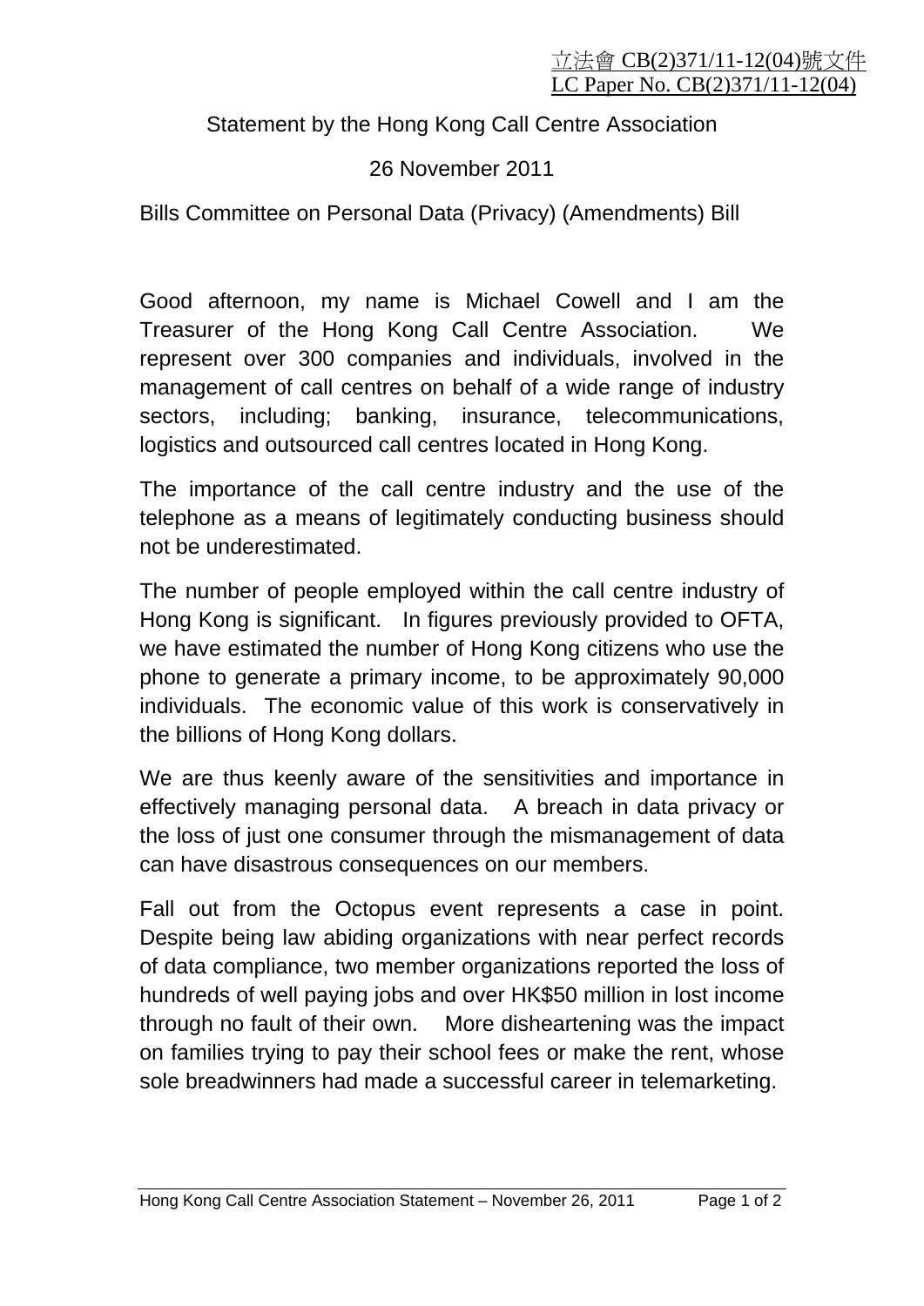立法會 CB(2)371/11-12(04)號文件
LC Paper No. CB(2)371/11-12(04)

Statement by the Hong Kong Call Centre Association

26 November 2011

Bills Committee on Personal Data (Privacy) (Amendments) Bill

Good afternoon, my name is Michael Cowell and I am the Treasurer of the Hong Kong Call Centre Association. We represent over 300 companies and individuals, involved in the management of call centres on behalf of a wide range of industry sectors, including; banking, insurance, telecommunications, logistics and outsourced call centres located in Hong Kong.

The importance of the call centre industry and the use of the telephone as a means of legitimately conducting business should not be underestimated.

The number of people employed within the call centre industry of Hong Kong is significant. In figures previously provided to OFTA, we have estimated the number of Hong Kong citizens who use the phone to generate a primary income, to be approximately 90,000 individuals. The economic value of this work is conservatively in the billions of Hong Kong dollars.

We are thus keenly aware of the sensitivities and importance in effectively managing personal data. A breach in data privacy or the loss of just one consumer through the mismanagement of data can have disastrous consequences on our members.

Fall out from the Octopus event represents a case in point. Despite being law abiding organizations with near perfect records of data compliance, two member organizations reported the loss of hundreds of well paying jobs and over HK$50 million in lost income through no fault of their own. More disheartening was the impact on families trying to pay their school fees or make the rent, whose sole breadwinners had made a successful career in telemarketing.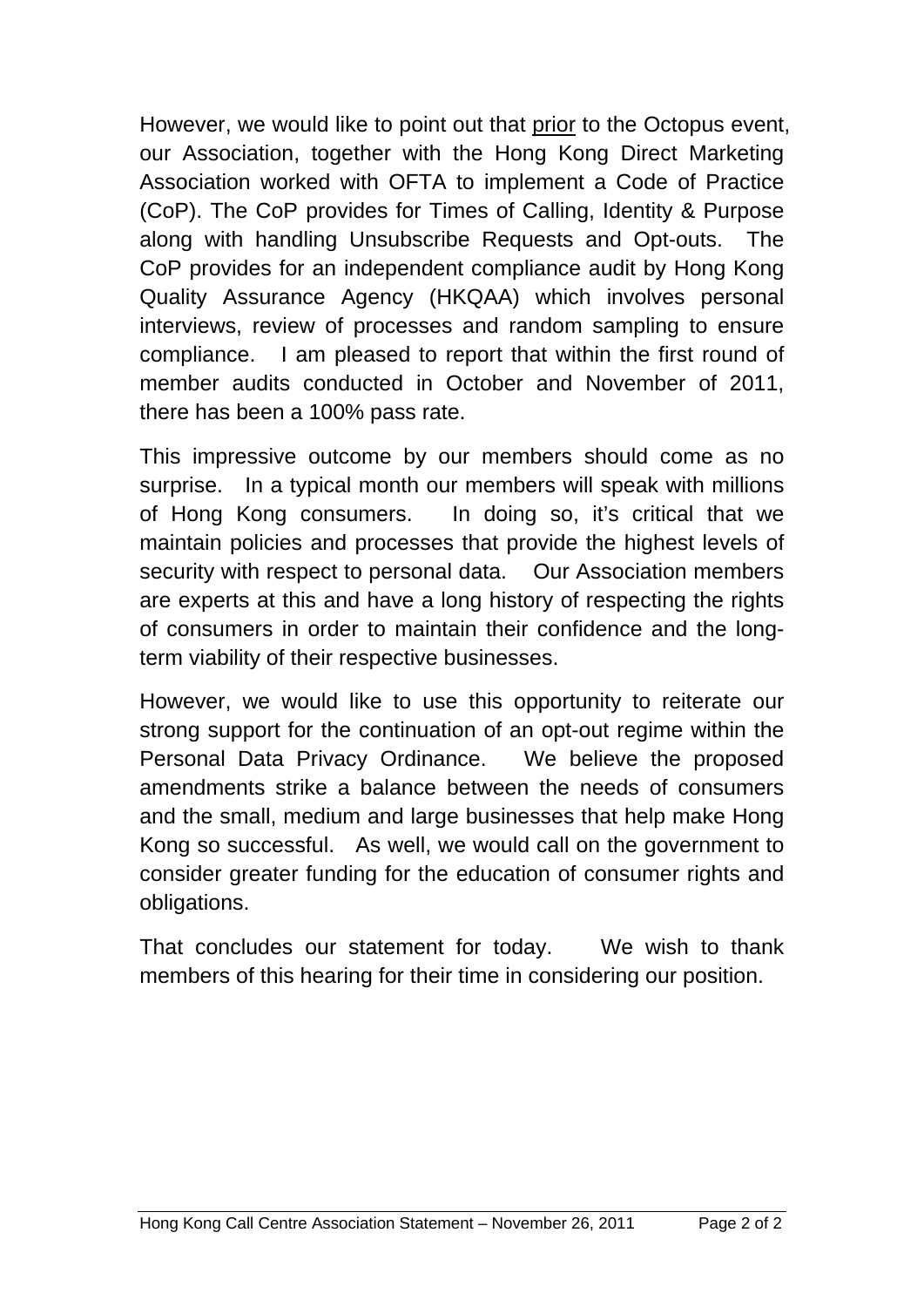However, we would like to point out that <u>prior</u> to the Octopus event, our Association, together with the Hong Kong Direct Marketing Association worked with OFTA to implement a Code of Practice (CoP). The CoP provides for Times of Calling, Identity & Purpose along with handling Unsubscribe Requests and Opt-outs. The CoP provides for an independent compliance audit by Hong Kong Quality Assurance Agency (HKQAA) which involves personal interviews, review of processes and random sampling to ensure compliance. I am pleased to report that within the first round of member audits conducted in October and November of 2011, there has been a 100% pass rate.

This impressive outcome by our members should come as no surprise. In a typical month our members will speak with millions of Hong Kong consumers. In doing so, it's critical that we maintain policies and processes that provide the highest levels of security with respect to personal data. Our Association members are experts at this and have a long history of respecting the rights of consumers in order to maintain their confidence and the long-term viability of their respective businesses.

However, we would like to use this opportunity to reiterate our strong support for the continuation of an opt-out regime within the Personal Data Privacy Ordinance. We believe the proposed amendments strike a balance between the needs of consumers and the small, medium and large businesses that help make Hong Kong so successful. As well, we would call on the government to consider greater funding for the education of consumer rights and obligations.

That concludes our statement for today. We wish to thank members of this hearing for their time in considering our position.